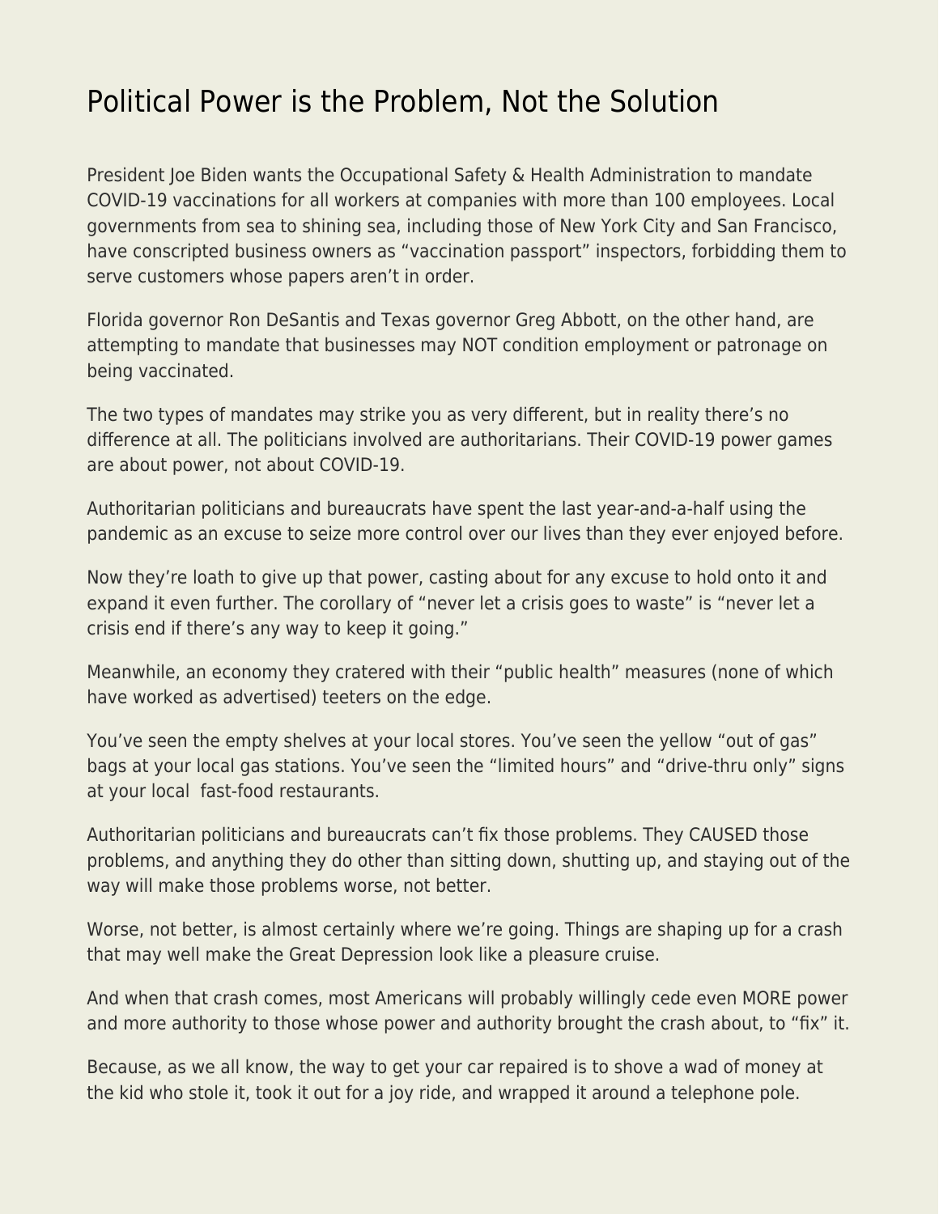# Political Power is the Problem, Not the Solution

President Joe Biden wants the Occupational Safety & Health Administration to mandate COVID-19 vaccinations for all workers at companies with more than 100 employees. Local governments from sea to shining sea, including those of New York City and San Francisco, have conscripted business owners as "vaccination passport" inspectors, forbidding them to serve customers whose papers aren't in order.

Florida governor Ron DeSantis and Texas governor Greg Abbott, on the other hand, are attempting to mandate that businesses may NOT condition employment or patronage on being vaccinated.

The two types of mandates may strike you as very different, but in reality there's no difference at all. The politicians involved are authoritarians. Their COVID-19 power games are about power, not about COVID-19.

Authoritarian politicians and bureaucrats have spent the last year-and-a-half using the pandemic as an excuse to seize more control over our lives than they ever enjoyed before.

Now they're loath to give up that power, casting about for any excuse to hold onto it and expand it even further. The corollary of "never let a crisis goes to waste" is "never let a crisis end if there's any way to keep it going."

Meanwhile, an economy they cratered with their "public health" measures (none of which have worked as advertised) teeters on the edge.

You've seen the empty shelves at your local stores. You've seen the yellow "out of gas" bags at your local gas stations. You've seen the "limited hours" and "drive-thru only" signs at your local fast-food restaurants.

Authoritarian politicians and bureaucrats can't fix those problems. They CAUSED those problems, and anything they do other than sitting down, shutting up, and staying out of the way will make those problems worse, not better.

Worse, not better, is almost certainly where we're going. Things are shaping up for a crash that may well make the Great Depression look like a pleasure cruise.

And when that crash comes, most Americans will probably willingly cede even MORE power and more authority to those whose power and authority brought the crash about, to "fix" it.

Because, as we all know, the way to get your car repaired is to shove a wad of money at the kid who stole it, took it out for a joy ride, and wrapped it around a telephone pole.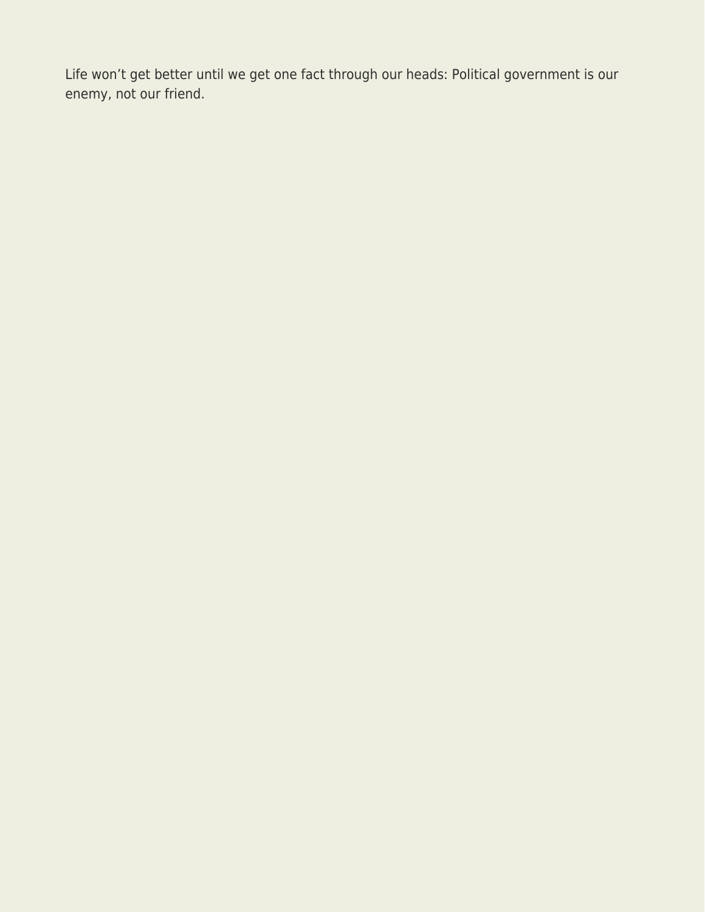Life won’t get better until we get one fact through our heads: Political government is our enemy, not our friend.